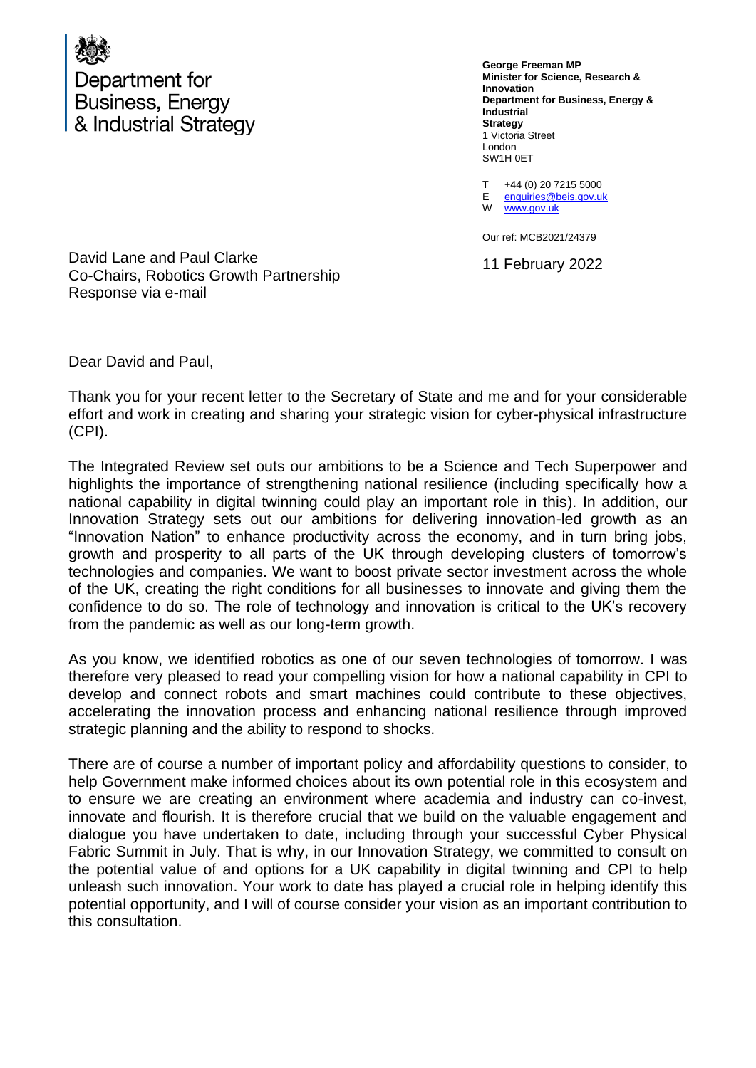Department for
Business, Energy
& Industrial Strategy

**George Freeman MP**
**Minister for Science, Research & Innovation**
**Department for Business, Energy & Industrial Strategy**
1 Victoria Street
London
SW1H 0ET

T +44 (0) 20 7215 5000
E enquiries@beis.gov.uk
W www.gov.uk

Our ref: MCB2021/24379

David Lane and Paul Clarke
Co-Chairs, Robotics Growth Partnership
Response via e-mail

11 February 2022

Dear David and Paul,

Thank you for your recent letter to the Secretary of State and me and for your considerable effort and work in creating and sharing your strategic vision for cyber-physical infrastructure (CPI).

The Integrated Review set outs our ambitions to be a Science and Tech Superpower and highlights the importance of strengthening national resilience (including specifically how a national capability in digital twinning could play an important role in this). In addition, our Innovation Strategy sets out our ambitions for delivering innovation-led growth as an "Innovation Nation" to enhance productivity across the economy, and in turn bring jobs, growth and prosperity to all parts of the UK through developing clusters of tomorrow's technologies and companies. We want to boost private sector investment across the whole of the UK, creating the right conditions for all businesses to innovate and giving them the confidence to do so. The role of technology and innovation is critical to the UK's recovery from the pandemic as well as our long-term growth.

As you know, we identified robotics as one of our seven technologies of tomorrow. I was therefore very pleased to read your compelling vision for how a national capability in CPI to develop and connect robots and smart machines could contribute to these objectives, accelerating the innovation process and enhancing national resilience through improved strategic planning and the ability to respond to shocks.

There are of course a number of important policy and affordability questions to consider, to help Government make informed choices about its own potential role in this ecosystem and to ensure we are creating an environment where academia and industry can co-invest, innovate and flourish. It is therefore crucial that we build on the valuable engagement and dialogue you have undertaken to date, including through your successful Cyber Physical Fabric Summit in July. That is why, in our Innovation Strategy, we committed to consult on the potential value of and options for a UK capability in digital twinning and CPI to help unleash such innovation. Your work to date has played a crucial role in helping identify this potential opportunity, and I will of course consider your vision as an important contribution to this consultation.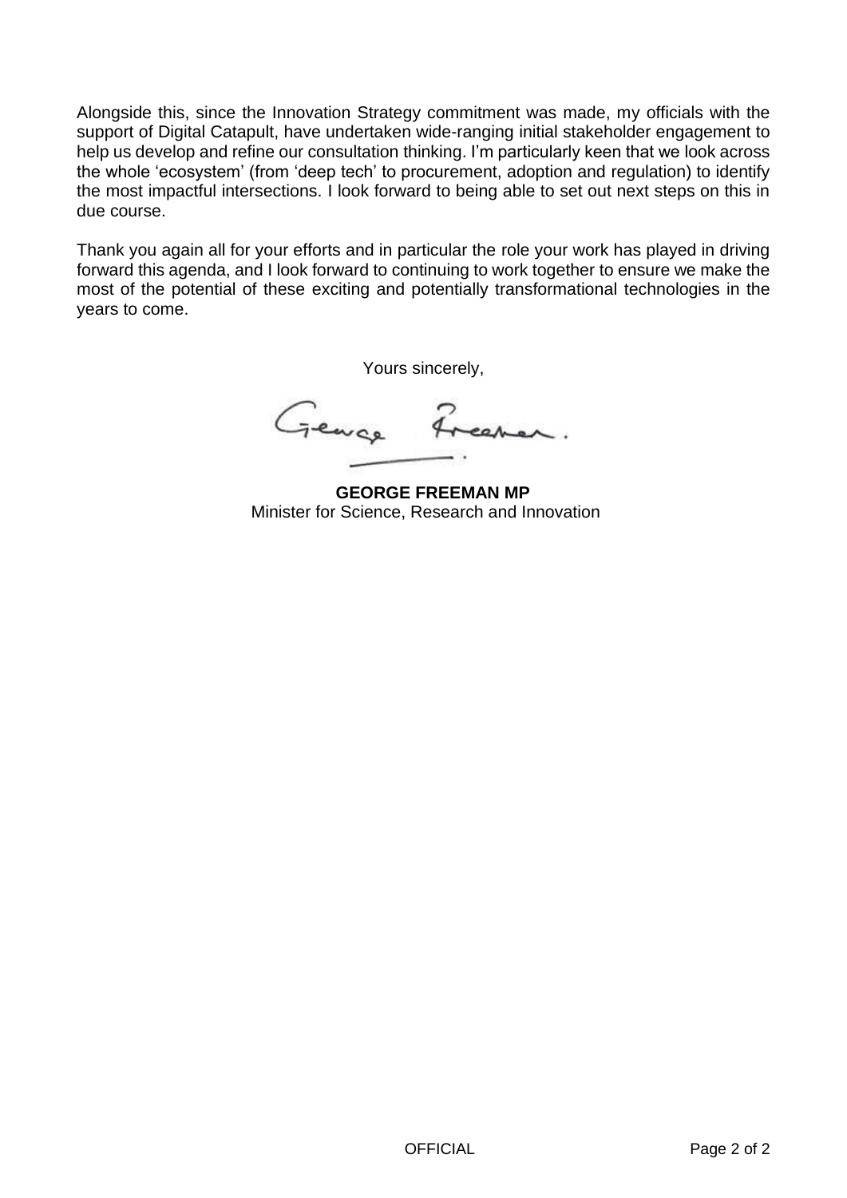Alongside this, since the Innovation Strategy commitment was made, my officials with the support of Digital Catapult, have undertaken wide-ranging initial stakeholder engagement to help us develop and refine our consultation thinking. I'm particularly keen that we look across the whole 'ecosystem' (from 'deep tech' to procurement, adoption and regulation) to identify the most impactful intersections. I look forward to being able to set out next steps on this in due course.

Thank you again all for your efforts and in particular the role your work has played in driving forward this agenda, and I look forward to continuing to work together to ensure we make the most of the potential of these exciting and potentially transformational technologies in the years to come.

Yours sincerely,

**GEORGE FREEMAN MP**
Minister for Science, Research and Innovation

OFFICIAL